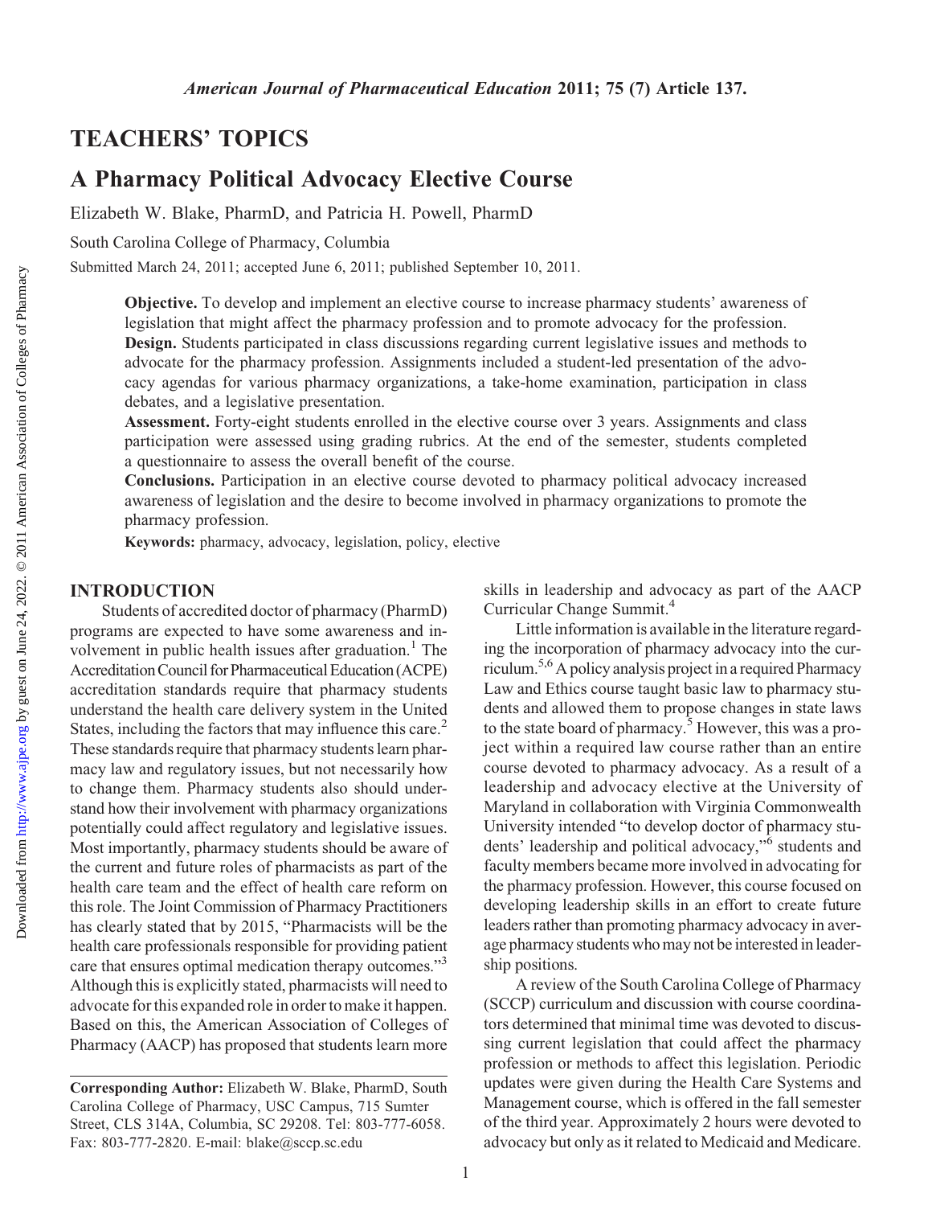# TEACHERS' TOPICS

## A Pharmacy Political Advocacy Elective Course

Elizabeth W. Blake, PharmD, and Patricia H. Powell, PharmD

South Carolina College of Pharmacy, Columbia

Submitted March 24, 2011; accepted June 6, 2011; published September 10, 2011.

**Objective.** To develop and implement an elective course to increase pharmacy students' awareness of legislation that might affect the pharmacy profession and to promote advocacy for the profession.

**Design.** Students participated in class discussions regarding current legislative issues and methods to advocate for the pharmacy profession. Assignments included a student-led presentation of the advocacy agendas for various pharmacy organizations, a take-home examination, participation in class debates, and a legislative presentation.

**Assessment.** Forty-eight students enrolled in the elective course over 3 years. Assignments and class participation were assessed using grading rubrics. At the end of the semester, students completed a questionnaire to assess the overall benefit of the course.

**Conclusions.** Participation in an elective course devoted to pharmacy political advocacy increased awareness of legislation and the desire to become involved in pharmacy organizations to promote the pharmacy profession.

**Keywords:** pharmacy, advocacy, legislation, policy, elective

## INTRODUCTION

Students of accredited doctor of pharmacy (PharmD) programs are expected to have some awareness and involvement in public health issues after graduation.[1] The Accreditation Council for Pharmaceutical Education (ACPE) accreditation standards require that pharmacy students understand the health care delivery system in the United States, including the factors that may influence this care.[2] These standards require that pharmacy students learn pharmacy law and regulatory issues, but not necessarily how to change them. Pharmacy students also should understand how their involvement with pharmacy organizations potentially could affect regulatory and legislative issues. Most importantly, pharmacy students should be aware of the current and future roles of pharmacists as part of the health care team and the effect of health care reform on this role. The Joint Commission of Pharmacy Practitioners has clearly stated that by 2015, "Pharmacists will be the health care professionals responsible for providing patient care that ensures optimal medication therapy outcomes."[3] Although this is explicitly stated, pharmacists will need to advocate for this expanded role in order to make it happen. Based on this, the American Association of Colleges of Pharmacy (AACP) has proposed that students learn more skills in leadership and advocacy as part of the AACP Curricular Change Summit.[4]

Little information is available in the literature regarding the incorporation of pharmacy advocacy into the curriculum.[5,6] A policy analysis project in a required Pharmacy Law and Ethics course taught basic law to pharmacy students and allowed them to propose changes in state laws to the state board of pharmacy.[5] However, this was a project within a required law course rather than an entire course devoted to pharmacy advocacy. As a result of a leadership and advocacy elective at the University of Maryland in collaboration with Virginia Commonwealth University intended "to develop doctor of pharmacy students' leadership and political advocacy,"[6] students and faculty members became more involved in advocating for the pharmacy profession. However, this course focused on developing leadership skills in an effort to create future leaders rather than promoting pharmacy advocacy in average pharmacy students who may not be interested in leadership positions.

A review of the South Carolina College of Pharmacy (SCCP) curriculum and discussion with course coordinators determined that minimal time was devoted to discussing current legislation that could affect the pharmacy profession or methods to affect this legislation. Periodic updates were given during the Health Care Systems and Management course, which is offered in the fall semester of the third year. Approximately 2 hours were devoted to advocacy but only as it related to Medicaid and Medicare.

---

**Corresponding Author:** Elizabeth W. Blake, PharmD, South Carolina College of Pharmacy, USC Campus, 715 Sumter Street, CLS 314A, Columbia, SC 29208. Tel: 803-777-6058. Fax: 803-777-2820. E-mail: blake@sccp.sc.edu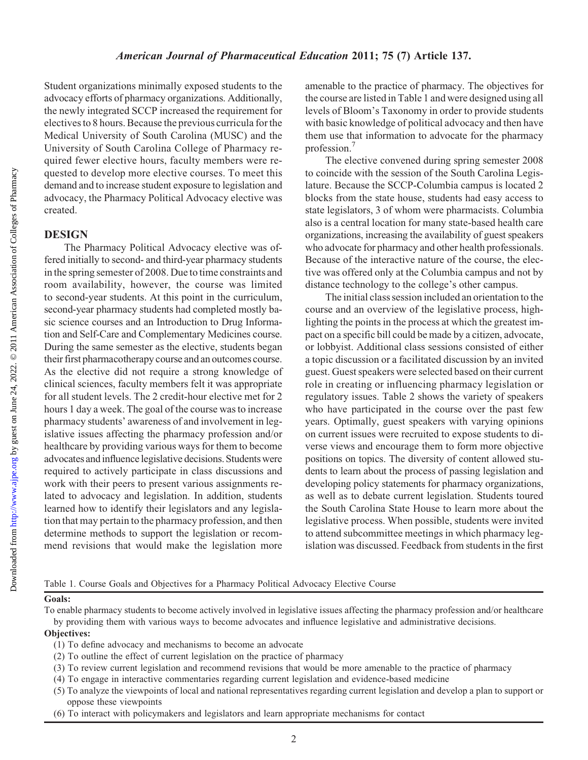Student organizations minimally exposed students to the advocacy efforts of pharmacy organizations. Additionally, the newly integrated SCCP increased the requirement for electives to 8 hours. Because the previous curricula for the Medical University of South Carolina (MUSC) and the University of South Carolina College of Pharmacy required fewer elective hours, faculty members were requested to develop more elective courses. To meet this demand and to increase student exposure to legislation and advocacy, the Pharmacy Political Advocacy elective was created.

## DESIGN

The Pharmacy Political Advocacy elective was offered initially to second- and third-year pharmacy students in the spring semester of 2008. Due to time constraints and room availability, however, the course was limited to second-year students. At this point in the curriculum, second-year pharmacy students had completed mostly basic science courses and an Introduction to Drug Information and Self-Care and Complementary Medicines course. During the same semester as the elective, students began their first pharmacotherapy course and an outcomes course. As the elective did not require a strong knowledge of clinical sciences, faculty members felt it was appropriate for all student levels. The 2 credit-hour elective met for 2 hours 1 day a week. The goal of the course was to increase pharmacy students' awareness of and involvement in legislative issues affecting the pharmacy profession and/or healthcare by providing various ways for them to become advocates and influence legislative decisions. Students were required to actively participate in class discussions and work with their peers to present various assignments related to advocacy and legislation. In addition, students learned how to identify their legislators and any legislation that may pertain to the pharmacy profession, and then determine methods to support the legislation or recommend revisions that would make the legislation more amenable to the practice of pharmacy. The objectives for the course are listed in Table 1 and were designed using all levels of Bloom's Taxonomy in order to provide students with basic knowledge of political advocacy and then have them use that information to advocate for the pharmacy profession.[7]

The elective convened during spring semester 2008 to coincide with the session of the South Carolina Legislature. Because the SCCP-Columbia campus is located 2 blocks from the state house, students had easy access to state legislators, 3 of whom were pharmacists. Columbia also is a central location for many state-based health care organizations, increasing the availability of guest speakers who advocate for pharmacy and other health professionals. Because of the interactive nature of the course, the elective was offered only at the Columbia campus and not by distance technology to the college's other campus.

The initial class session included an orientation to the course and an overview of the legislative process, highlighting the points in the process at which the greatest impact on a specific bill could be made by a citizen, advocate, or lobbyist. Additional class sessions consisted of either a topic discussion or a facilitated discussion by an invited guest. Guest speakers were selected based on their current role in creating or influencing pharmacy legislation or regulatory issues. Table 2 shows the variety of speakers who have participated in the course over the past few years. Optimally, guest speakers with varying opinions on current issues were recruited to expose students to diverse views and encourage them to form more objective positions on topics. The diversity of content allowed students to learn about the process of passing legislation and developing policy statements for pharmacy organizations, as well as to debate current legislation. Students toured the South Carolina State House to learn more about the legislative process. When possible, students were invited to attend subcommittee meetings in which pharmacy legislation was discussed. Feedback from students in the first

Table 1. Course Goals and Objectives for a Pharmacy Political Advocacy Elective Course

**Goals:**

To enable pharmacy students to become actively involved in legislative issues affecting the pharmacy profession and/or healthcare by providing them with various ways to become advocates and influence legislative and administrative decisions.

**Objectives:**

(1) To define advocacy and mechanisms to become an advocate
(2) To outline the effect of current legislation on the practice of pharmacy
(3) To review current legislation and recommend revisions that would be more amenable to the practice of pharmacy
(4) To engage in interactive commentaries regarding current legislation and evidence-based medicine
(5) To analyze the viewpoints of local and national representatives regarding current legislation and develop a plan to support or oppose these viewpoints
(6) To interact with policymakers and legislators and learn appropriate mechanisms for contact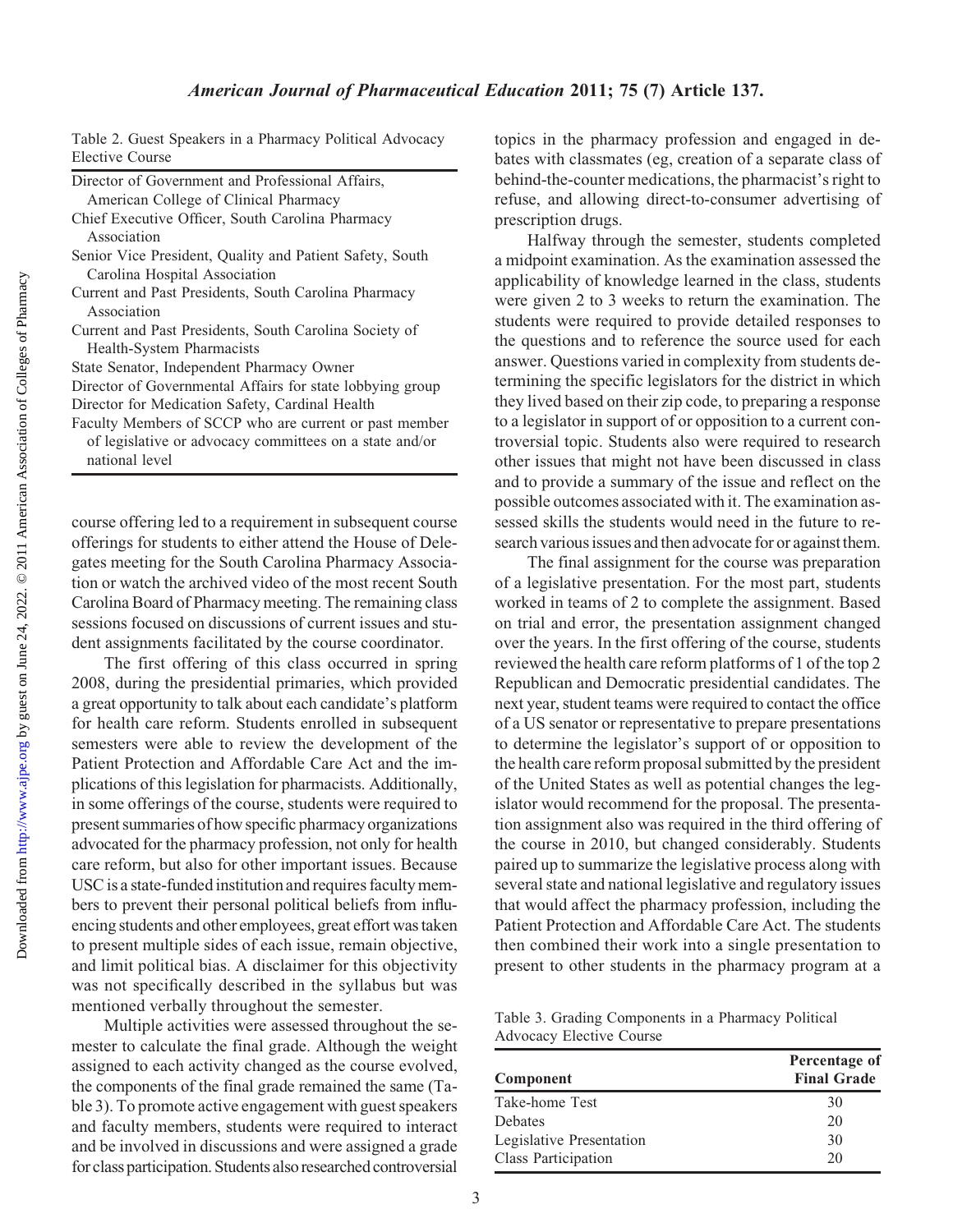Table 2. Guest Speakers in a Pharmacy Political Advocacy Elective Course

| Guest Speakers |
| --- |
| Director of Government and Professional Affairs, American College of Clinical Pharmacy |
| Chief Executive Officer, South Carolina Pharmacy Association |
| Senior Vice President, Quality and Patient Safety, South Carolina Hospital Association |
| Current and Past Presidents, South Carolina Pharmacy Association |
| Current and Past Presidents, South Carolina Society of Health-System Pharmacists |
| State Senator, Independent Pharmacy Owner |
| Director of Governmental Affairs for state lobbying group |
| Director for Medication Safety, Cardinal Health |
| Faculty Members of SCCP who are current or past member of legislative or advocacy committees on a state and/or national level |

course offering led to a requirement in subsequent course offerings for students to either attend the House of Delegates meeting for the South Carolina Pharmacy Association or watch the archived video of the most recent South Carolina Board of Pharmacy meeting. The remaining class sessions focused on discussions of current issues and student assignments facilitated by the course coordinator.

The first offering of this class occurred in spring 2008, during the presidential primaries, which provided a great opportunity to talk about each candidate's platform for health care reform. Students enrolled in subsequent semesters were able to review the development of the Patient Protection and Affordable Care Act and the implications of this legislation for pharmacists. Additionally, in some offerings of the course, students were required to present summaries of how specific pharmacy organizations advocated for the pharmacy profession, not only for health care reform, but also for other important issues. Because USC is a state-funded institution and requires faculty members to prevent their personal political beliefs from influencing students and other employees, great effort was taken to present multiple sides of each issue, remain objective, and limit political bias. A disclaimer for this objectivity was not specifically described in the syllabus but was mentioned verbally throughout the semester.

Multiple activities were assessed throughout the semester to calculate the final grade. Although the weight assigned to each activity changed as the course evolved, the components of the final grade remained the same (Table 3). To promote active engagement with guest speakers and faculty members, students were required to interact and be involved in discussions and were assigned a grade for class participation. Students also researched controversial topics in the pharmacy profession and engaged in debates with classmates (eg, creation of a separate class of behind-the-counter medications, the pharmacist's right to refuse, and allowing direct-to-consumer advertising of prescription drugs.

Halfway through the semester, students completed a midpoint examination. As the examination assessed the applicability of knowledge learned in the class, students were given 2 to 3 weeks to return the examination. The students were required to provide detailed responses to the questions and to reference the source used for each answer. Questions varied in complexity from students determining the specific legislators for the district in which they lived based on their zip code, to preparing a response to a legislator in support of or opposition to a current controversial topic. Students also were required to research other issues that might not have been discussed in class and to provide a summary of the issue and reflect on the possible outcomes associated with it. The examination assessed skills the students would need in the future to research various issues and then advocate for or against them.

The final assignment for the course was preparation of a legislative presentation. For the most part, students worked in teams of 2 to complete the assignment. Based on trial and error, the presentation assignment changed over the years. In the first offering of the course, students reviewed the health care reform platforms of 1 of the top 2 Republican and Democratic presidential candidates. The next year, student teams were required to contact the office of a US senator or representative to prepare presentations to determine the legislator's support of or opposition to the health care reform proposal submitted by the president of the United States as well as potential changes the legislator would recommend for the proposal. The presentation assignment also was required in the third offering of the course in 2010, but changed considerably. Students paired up to summarize the legislative process along with several state and national legislative and regulatory issues that would affect the pharmacy profession, including the Patient Protection and Affordable Care Act. The students then combined their work into a single presentation to present to other students in the pharmacy program at a

Table 3. Grading Components in a Pharmacy Political Advocacy Elective Course

| Component | Percentage of Final Grade |
| --- | --- |
| Take-home Test | 30 |
| Debates | 20 |
| Legislative Presentation | 30 |
| Class Participation | 20 |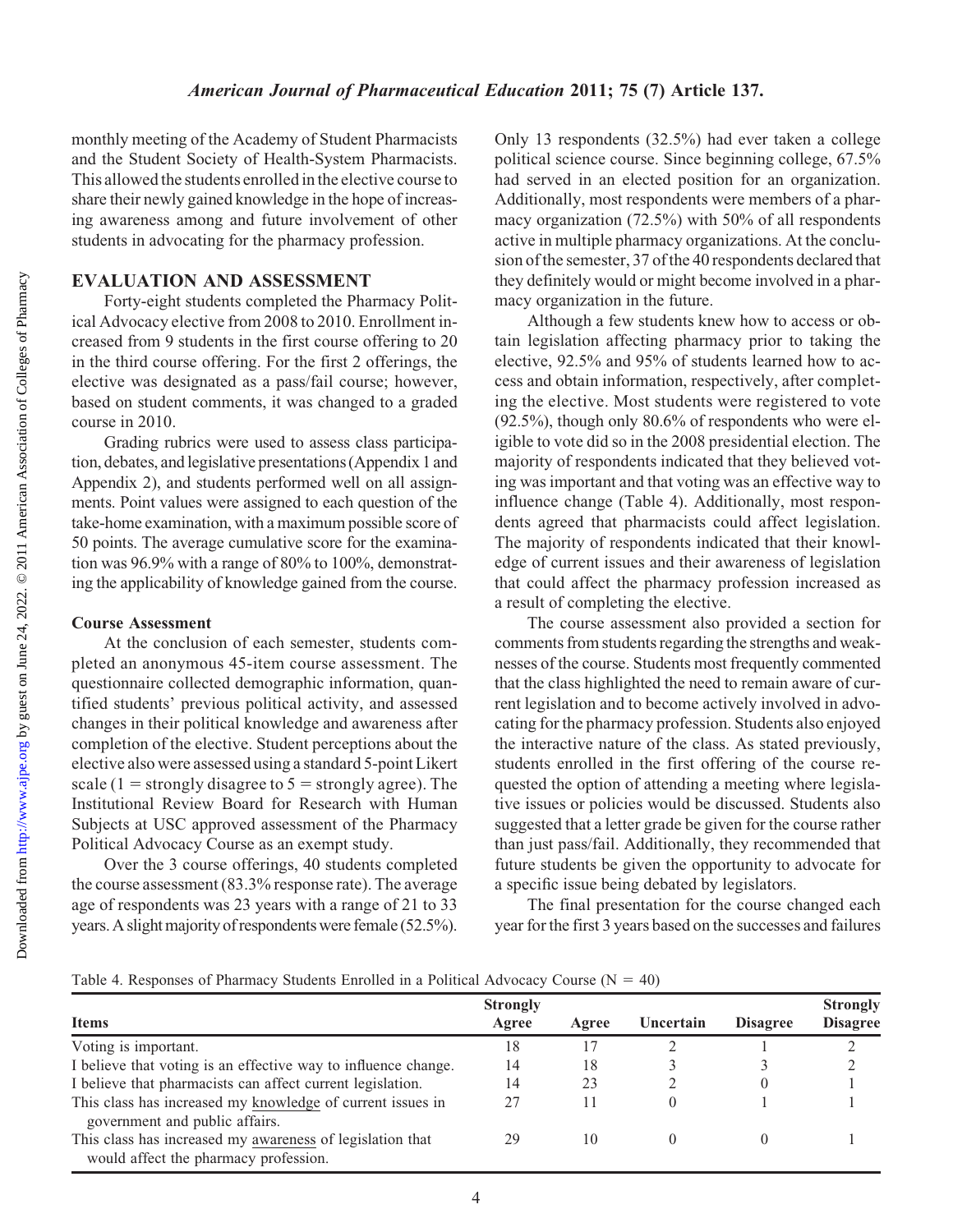monthly meeting of the Academy of Student Pharmacists and the Student Society of Health-System Pharmacists. This allowed the students enrolled in the elective course to share their newly gained knowledge in the hope of increasing awareness among and future involvement of other students in advocating for the pharmacy profession.

## EVALUATION AND ASSESSMENT

Forty-eight students completed the Pharmacy Political Advocacy elective from 2008 to 2010. Enrollment increased from 9 students in the first course offering to 20 in the third course offering. For the first 2 offerings, the elective was designated as a pass/fail course; however, based on student comments, it was changed to a graded course in 2010.

Grading rubrics were used to assess class participation, debates, and legislative presentations (Appendix 1 and Appendix 2), and students performed well on all assignments. Point values were assigned to each question of the take-home examination, with a maximum possible score of 50 points. The average cumulative score for the examination was 96.9% with a range of 80% to 100%, demonstrating the applicability of knowledge gained from the course.

### Course Assessment

At the conclusion of each semester, students completed an anonymous 45-item course assessment. The questionnaire collected demographic information, quantified students' previous political activity, and assessed changes in their political knowledge and awareness after completion of the elective. Student perceptions about the elective also were assessed using a standard 5-point Likert scale (1 = strongly disagree to 5 = strongly agree). The Institutional Review Board for Research with Human Subjects at USC approved assessment of the Pharmacy Political Advocacy Course as an exempt study.

Over the 3 course offerings, 40 students completed the course assessment (83.3% response rate). The average age of respondents was 23 years with a range of 21 to 33 years. A slight majority of respondents were female (52.5%). Only 13 respondents (32.5%) had ever taken a college political science course. Since beginning college, 67.5% had served in an elected position for an organization. Additionally, most respondents were members of a pharmacy organization (72.5%) with 50% of all respondents active in multiple pharmacy organizations. At the conclusion of the semester, 37 of the 40 respondents declared that they definitely would or might become involved in a pharmacy organization in the future.

Although a few students knew how to access or obtain legislation affecting pharmacy prior to taking the elective, 92.5% and 95% of students learned how to access and obtain information, respectively, after completing the elective. Most students were registered to vote (92.5%), though only 80.6% of respondents who were eligible to vote did so in the 2008 presidential election. The majority of respondents indicated that they believed voting was important and that voting was an effective way to influence change (Table 4). Additionally, most respondents agreed that pharmacists could affect legislation. The majority of respondents indicated that their knowledge of current issues and their awareness of legislation that could affect the pharmacy profession increased as a result of completing the elective.

The course assessment also provided a section for comments from students regarding the strengths and weaknesses of the course. Students most frequently commented that the class highlighted the need to remain aware of current legislation and to become actively involved in advocating for the pharmacy profession. Students also enjoyed the interactive nature of the class. As stated previously, students enrolled in the first offering of the course requested the option of attending a meeting where legislative issues or policies would be discussed. Students also suggested that a letter grade be given for the course rather than just pass/fail. Additionally, they recommended that future students be given the opportunity to advocate for a specific issue being debated by legislators.

The final presentation for the course changed each year for the first 3 years based on the successes and failures

Table 4. Responses of Pharmacy Students Enrolled in a Political Advocacy Course (N = 40)

| Items | Strongly Agree | Agree | Uncertain | Disagree | Strongly Disagree |
|---|---|---|---|---|---|
| Voting is important. | 18 | 17 | 2 | 1 | 2 |
| I believe that voting is an effective way to influence change. | 14 | 18 | 3 | 3 | 2 |
| I believe that pharmacists can affect current legislation. | 14 | 23 | 2 | 0 | 1 |
| This class has increased my knowledge of current issues in government and public affairs. | 27 | 11 | 0 | 1 | 1 |
| This class has increased my awareness of legislation that would affect the pharmacy profession. | 29 | 10 | 0 | 0 | 1 |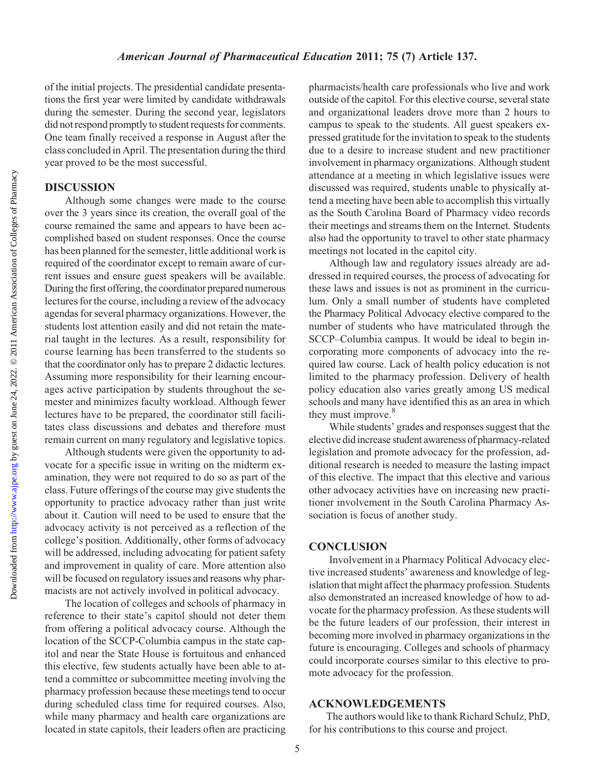of the initial projects. The presidential candidate presentations the first year were limited by candidate withdrawals during the semester. During the second year, legislators did not respond promptly to student requests for comments. One team finally received a response in August after the class concluded in April. The presentation during the third year proved to be the most successful.

## DISCUSSION

Although some changes were made to the course over the 3 years since its creation, the overall goal of the course remained the same and appears to have been accomplished based on student responses. Once the course has been planned for the semester, little additional work is required of the coordinator except to remain aware of current issues and ensure guest speakers will be available. During the first offering, the coordinator prepared numerous lectures for the course, including a review of the advocacy agendas for several pharmacy organizations. However, the students lost attention easily and did not retain the material taught in the lectures. As a result, responsibility for course learning has been transferred to the students so that the coordinator only has to prepare 2 didactic lectures. Assuming more responsibility for their learning encourages active participation by students throughout the semester and minimizes faculty workload. Although fewer lectures have to be prepared, the coordinator still facilitates class discussions and debates and therefore must remain current on many regulatory and legislative topics.

Although students were given the opportunity to advocate for a specific issue in writing on the midterm examination, they were not required to do so as part of the class. Future offerings of the course may give students the opportunity to practice advocacy rather than just write about it. Caution will need to be used to ensure that the advocacy activity is not perceived as a reflection of the college's position. Additionally, other forms of advocacy will be addressed, including advocating for patient safety and improvement in quality of care. More attention also will be focused on regulatory issues and reasons why pharmacists are not actively involved in political advocacy.

The location of colleges and schools of pharmacy in reference to their state's capitol should not deter them from offering a political advocacy course. Although the location of the SCCP-Columbia campus in the state capitol and near the State House is fortuitous and enhanced this elective, few students actually have been able to attend a committee or subcommittee meeting involving the pharmacy profession because these meetings tend to occur during scheduled class time for required courses. Also, while many pharmacy and health care organizations are located in state capitols, their leaders often are practicing pharmacists/health care professionals who live and work outside of the capitol. For this elective course, several state and organizational leaders drove more than 2 hours to campus to speak to the students. All guest speakers expressed gratitude for the invitation to speak to the students due to a desire to increase student and new practitioner involvement in pharmacy organizations. Although student attendance at a meeting in which legislative issues were discussed was required, students unable to physically attend a meeting have been able to accomplish this virtually as the South Carolina Board of Pharmacy video records their meetings and streams them on the Internet. Students also had the opportunity to travel to other state pharmacy meetings not located in the capitol city.

Although law and regulatory issues already are addressed in required courses, the process of advocating for these laws and issues is not as prominent in the curriculum. Only a small number of students have completed the Pharmacy Political Advocacy elective compared to the number of students who have matriculated through the SCCP–Columbia campus. It would be ideal to begin incorporating more components of advocacy into the required law course. Lack of health policy education is not limited to the pharmacy profession. Delivery of health policy education also varies greatly among US medical schools and many have identified this as an area in which they must improve.[8]

While students' grades and responses suggest that the elective did increase student awareness of pharmacy-related legislation and promote advocacy for the profession, additional research is needed to measure the lasting impact of this elective. The impact that this elective and various other advocacy activities have on increasing new practitioner involvement in the South Carolina Pharmacy Association is focus of another study.

## CONCLUSION

Involvement in a Pharmacy Political Advocacy elective increased students' awareness and knowledge of legislation that might affect the pharmacy profession. Students also demonstrated an increased knowledge of how to advocate for the pharmacy profession. As these students will be the future leaders of our profession, their interest in becoming more involved in pharmacy organizations in the future is encouraging. Colleges and schools of pharmacy could incorporate courses similar to this elective to promote advocacy for the profession.

## ACKNOWLEDGEMENTS

The authors would like to thank Richard Schulz, PhD, for his contributions to this course and project.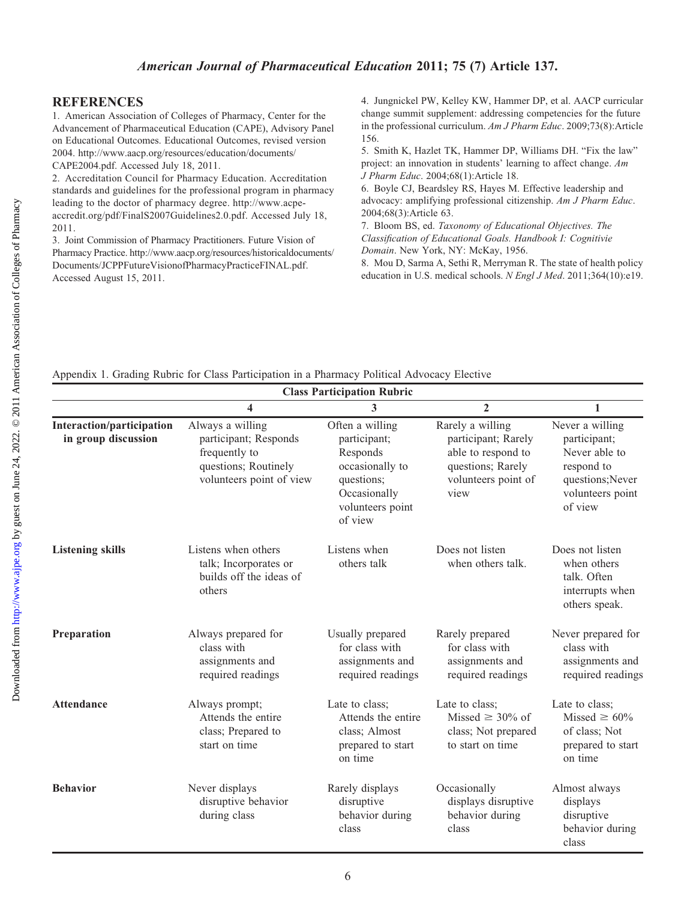## REFERENCES

1. American Association of Colleges of Pharmacy, Center for the Advancement of Pharmaceutical Education (CAPE), Advisory Panel on Educational Outcomes. Educational Outcomes, revised version 2004. http://www.aacp.org/resources/education/documents/CAPE2004.pdf. Accessed July 18, 2011.
2. Accreditation Council for Pharmacy Education. Accreditation standards and guidelines for the professional program in pharmacy leading to the doctor of pharmacy degree. http://www.acpe-accredit.org/pdf/FinalS2007Guidelines2.0.pdf. Accessed July 18, 2011.
3. Joint Commission of Pharmacy Practitioners. Future Vision of Pharmacy Practice. http://www.aacp.org/resources/historicaldocuments/Documents/JCPPFutureVisionofPharmacyPracticeFINAL.pdf. Accessed August 15, 2011.
4. Jungnickel PW, Kelley KW, Hammer DP, et al. AACP curricular change summit supplement: addressing competencies for the future in the professional curriculum. *Am J Pharm Educ*. 2009;73(8):Article 156.
5. Smith K, Hazlet TK, Hammer DP, Williams DH. "Fix the law" project: an innovation in students' learning to affect change. *Am J Pharm Educ*. 2004;68(1):Article 18.
6. Boyle CJ, Beardsley RS, Hayes M. Effective leadership and advocacy: amplifying professional citizenship. *Am J Pharm Educ*. 2004;68(3):Article 63.
7. Bloom BS, ed. *Taxonomy of Educational Objectives. The Classification of Educational Goals. Handbook I: Cognitivie Domain*. New York, NY: McKay, 1956.
8. Mou D, Sarma A, Sethi R, Merryman R. The state of health policy education in U.S. medical schools. *N Engl J Med*. 2011;364(10):e19.

Appendix 1. Grading Rubric for Class Participation in a Pharmacy Political Advocacy Elective

| Class Participation Rubric | | | | |
|---|---|---|---|---|
| | **4** | **3** | **2** | **1** |
| **Interaction/participation in group discussion** | Always a willing participant; Responds frequently to questions; Routinely volunteers point of view | Often a willing participant; Responds occasionally to questions; Occasionally volunteers point of view | Rarely a willing participant; Rarely able to respond to questions; Rarely volunteers point of view | Never a willing participant; Never able to respond to questions;Never volunteers point of view |
| **Listening skills** | Listens when others talk; Incorporates or builds off the ideas of others | Listens when others talk | Does not listen when others talk. | Does not listen when others talk. Often interrupts when others speak. |
| **Preparation** | Always prepared for class with assignments and required readings | Usually prepared for class with assignments and required readings | Rarely prepared for class with assignments and required readings | Never prepared for class with assignments and required readings |
| **Attendance** | Always prompt; Attends the entire class; Prepared to start on time | Late to class; Attends the entire class; Almost prepared to start on time | Late to class; Missed ≥ 30% of class; Not prepared to start on time | Late to class; Missed ≥ 60% of class; Not prepared to start on time |
| **Behavior** | Never displays disruptive behavior during class | Rarely displays disruptive behavior during class | Occasionally displays disruptive behavior during class | Almost always displays disruptive behavior during class |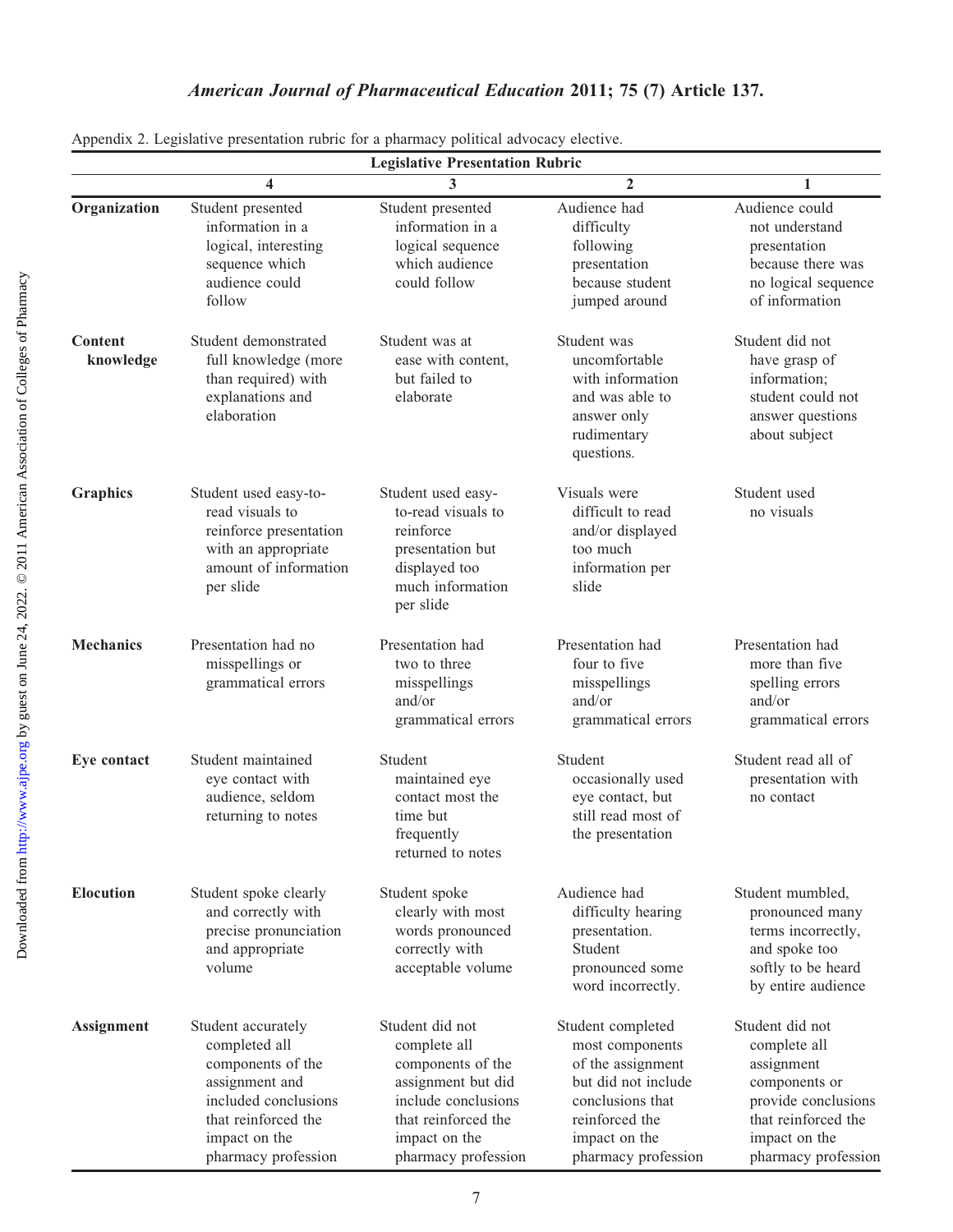Appendix 2. Legislative presentation rubric for a pharmacy political advocacy elective.

| Legislative Presentation Rubric | | | | |
|---|---|---|---|---|
| | 4 | 3 | 2 | 1 |
| **Organization** | Student presented information in a logical, interesting sequence which audience could follow | Student presented information in a logical sequence which audience could follow | Audience had difficulty following presentation because student jumped around | Audience could not understand presentation because there was no logical sequence of information |
| **Content knowledge** | Student demonstrated full knowledge (more than required) with explanations and elaboration | Student was at ease with content, but failed to elaborate | Student was uncomfortable with information and was able to answer only rudimentary questions. | Student did not have grasp of information; student could not answer questions about subject |
| **Graphics** | Student used easy-to-read visuals to reinforce presentation with an appropriate amount of information per slide | Student used easy-to-read visuals to reinforce presentation but displayed too much information per slide | Visuals were difficult to read and/or displayed too much information per slide | Student used no visuals |
| **Mechanics** | Presentation had no misspellings or grammatical errors | Presentation had two to three misspellings and/or grammatical errors | Presentation had four to five misspellings and/or grammatical errors | Presentation had more than five spelling errors and/or grammatical errors |
| **Eye contact** | Student maintained eye contact with audience, seldom returning to notes | Student maintained eye contact most the time but frequently returned to notes | Student occasionally used eye contact, but still read most of the presentation | Student read all of presentation with no contact |
| **Elocution** | Student spoke clearly and correctly with precise pronunciation and appropriate volume | Student spoke clearly with most words pronounced correctly with acceptable volume | Audience had difficulty hearing presentation. Student pronounced some word incorrectly. | Student mumbled, pronounced many terms incorrectly, and spoke too softly to be heard by entire audience |
| **Assignment** | Student accurately completed all components of the assignment and included conclusions that reinforced the impact on the pharmacy profession | Student did not complete all components of the assignment but did include conclusions that reinforced the impact on the pharmacy profession | Student completed most components of the assignment but did not include conclusions that reinforced the impact on the pharmacy profession | Student did not complete all assignment components or provide conclusions that reinforced the impact on the pharmacy profession |